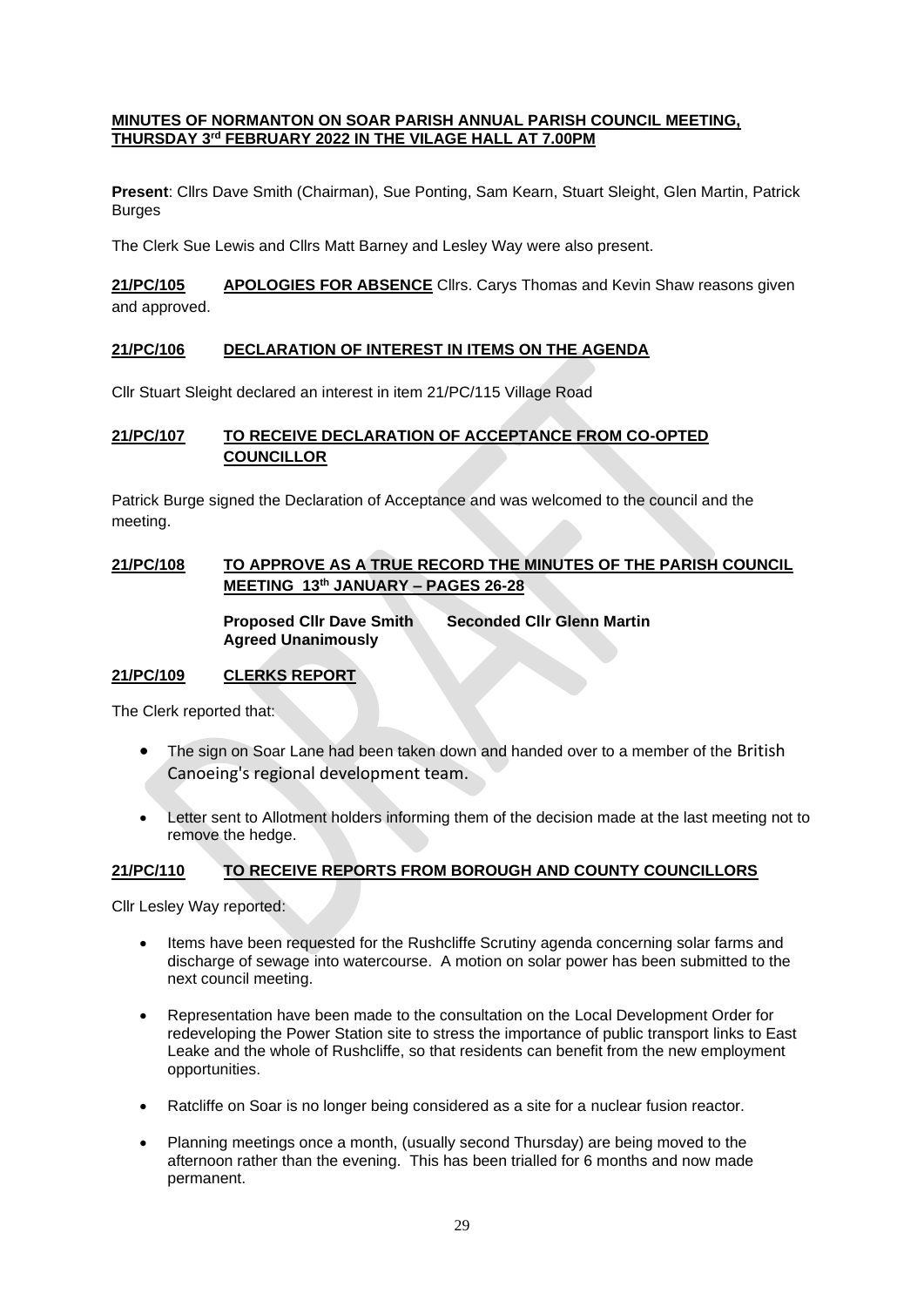**MINUTES OF NORMANTON ON SOAR PARISH ANNUAL PARISH COUNCIL MEETING, THURSDAY 3rd FEBRUARY 2022 IN THE VILAGE HALL AT 7.00PM**

**Present**: Cllrs Dave Smith (Chairman), Sue Ponting, Sam Kearn, Stuart Sleight, Glen Martin, Patrick Burges

The Clerk Sue Lewis and Cllrs Matt Barney and Lesley Way were also present.

**21/PC/105 APOLOGIES FOR ABSENCE** Cllrs. Carys Thomas and Kevin Shaw reasons given and approved.

**21/PC/106 DECLARATION OF INTEREST IN ITEMS ON THE AGENDA**

Cllr Stuart Sleight declared an interest in item 21/PC/115 Village Road

**21/PC/107 TO RECEIVE DECLARATION OF ACCEPTANCE FROM CO-OPTED COUNCILLOR**

Patrick Burge signed the Declaration of Acceptance and was welcomed to the council and the meeting.

**21/PC/108 TO APPROVE AS A TRUE RECORD THE MINUTES OF THE PARISH COUNCIL MEETING 13th JANUARY – PAGES 26-28**

**Proposed Cllr Dave Smith Seconded Cllr Glenn Martin**
**Agreed Unanimously**

**21/PC/109 CLERKS REPORT**

The Clerk reported that:

- The sign on Soar Lane had been taken down and handed over to a member of the British Canoeing's regional development team.
- Letter sent to Allotment holders informing them of the decision made at the last meeting not to remove the hedge.

**21/PC/110 TO RECEIVE REPORTS FROM BOROUGH AND COUNTY COUNCILLORS**

Cllr Lesley Way reported:

- Items have been requested for the Rushcliffe Scrutiny agenda concerning solar farms and discharge of sewage into watercourse. A motion on solar power has been submitted to the next council meeting.
- Representation have been made to the consultation on the Local Development Order for redeveloping the Power Station site to stress the importance of public transport links to East Leake and the whole of Rushcliffe, so that residents can benefit from the new employment opportunities.
- Ratcliffe on Soar is no longer being considered as a site for a nuclear fusion reactor.
- Planning meetings once a month, (usually second Thursday) are being moved to the afternoon rather than the evening. This has been trialled for 6 months and now made permanent.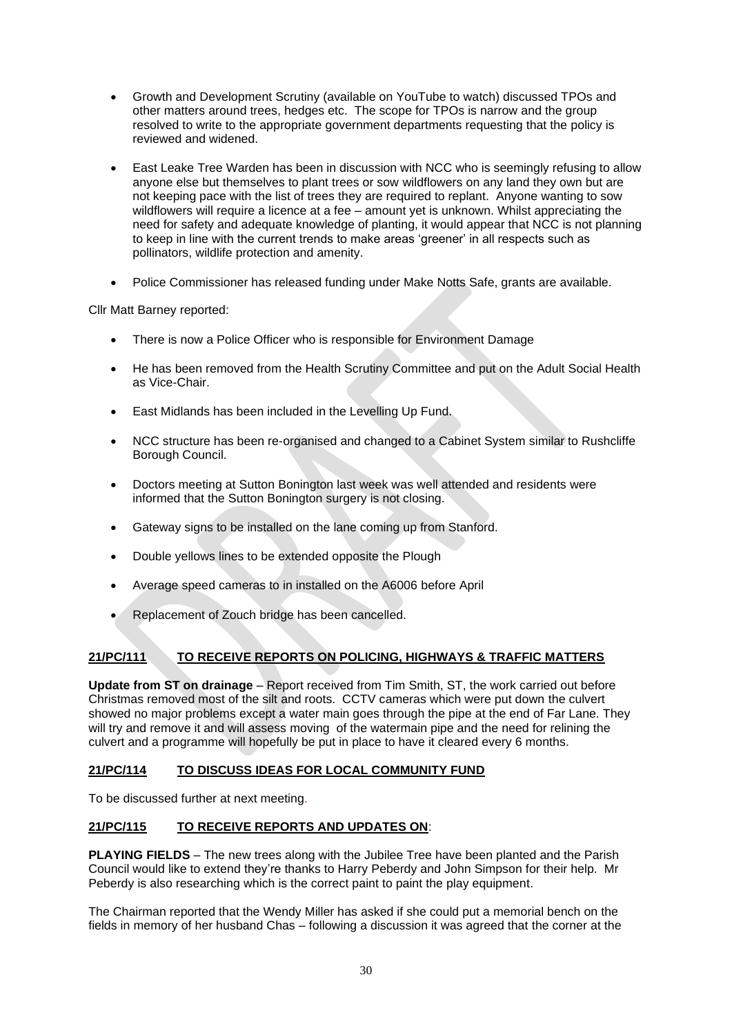- Growth and Development Scrutiny (available on YouTube to watch) discussed TPOs and other matters around trees, hedges etc. The scope for TPOs is narrow and the group resolved to write to the appropriate government departments requesting that the policy is reviewed and widened.

- East Leake Tree Warden has been in discussion with NCC who is seemingly refusing to allow anyone else but themselves to plant trees or sow wildflowers on any land they own but are not keeping pace with the list of trees they are required to replant. Anyone wanting to sow wildflowers will require a licence at a fee – amount yet is unknown. Whilst appreciating the need for safety and adequate knowledge of planting, it would appear that NCC is not planning to keep in line with the current trends to make areas 'greener' in all respects such as pollinators, wildlife protection and amenity.

- Police Commissioner has released funding under Make Notts Safe, grants are available.

Cllr Matt Barney reported:

- There is now a Police Officer who is responsible for Environment Damage

- He has been removed from the Health Scrutiny Committee and put on the Adult Social Health as Vice-Chair.

- East Midlands has been included in the Levelling Up Fund.

- NCC structure has been re-organised and changed to a Cabinet System similar to Rushcliffe Borough Council.

- Doctors meeting at Sutton Bonington last week was well attended and residents were informed that the Sutton Bonington surgery is not closing.

- Gateway signs to be installed on the lane coming up from Stanford.

- Double yellows lines to be extended opposite the Plough

- Average speed cameras to in installed on the A6006 before April

- Replacement of Zouch bridge has been cancelled.

## 21/PC/111 TO RECEIVE REPORTS ON POLICING, HIGHWAYS & TRAFFIC MATTERS

**Update from ST on drainage** – Report received from Tim Smith, ST, the work carried out before Christmas removed most of the silt and roots. CCTV cameras which were put down the culvert showed no major problems except a water main goes through the pipe at the end of Far Lane. They will try and remove it and will assess moving of the watermain pipe and the need for relining the culvert and a programme will hopefully be put in place to have it cleared every 6 months.

## 21/PC/114 TO DISCUSS IDEAS FOR LOCAL COMMUNITY FUND

To be discussed further at next meeting.

## 21/PC/115 TO RECEIVE REPORTS AND UPDATES ON:

**PLAYING FIELDS** – The new trees along with the Jubilee Tree have been planted and the Parish Council would like to extend they're thanks to Harry Peberdy and John Simpson for their help. Mr Peberdy is also researching which is the correct paint to paint the play equipment.

The Chairman reported that the Wendy Miller has asked if she could put a memorial bench on the fields in memory of her husband Chas – following a discussion it was agreed that the corner at the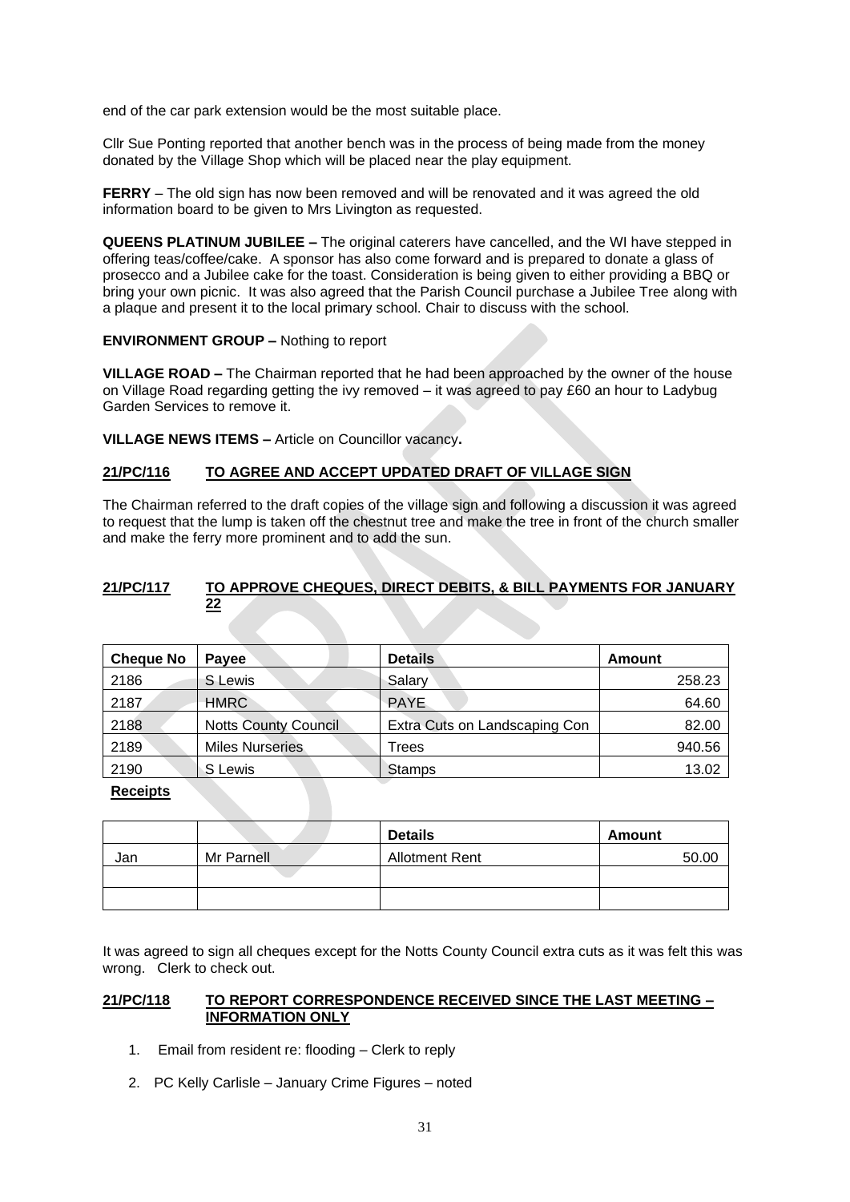end of the car park extension would be the most suitable place.

Cllr Sue Ponting reported that another bench was in the process of being made from the money donated by the Village Shop which will be placed near the play equipment.

**FERRY** – The old sign has now been removed and will be renovated and it was agreed the old information board to be given to Mrs Livington as requested.

**QUEENS PLATINUM JUBILEE –** The original caterers have cancelled, and the WI have stepped in offering teas/coffee/cake. A sponsor has also come forward and is prepared to donate a glass of prosecco and a Jubilee cake for the toast. Consideration is being given to either providing a BBQ or bring your own picnic. It was also agreed that the Parish Council purchase a Jubilee Tree along with a plaque and present it to the local primary school. Chair to discuss with the school.

**ENVIRONMENT GROUP –** Nothing to report

**VILLAGE ROAD –** The Chairman reported that he had been approached by the owner of the house on Village Road regarding getting the ivy removed – it was agreed to pay £60 an hour to Ladybug Garden Services to remove it.

**VILLAGE NEWS ITEMS –** Article on Councillor vacancy**.**

## 21/PC/116 TO AGREE AND ACCEPT UPDATED DRAFT OF VILLAGE SIGN

The Chairman referred to the draft copies of the village sign and following a discussion it was agreed to request that the lump is taken off the chestnut tree and make the tree in front of the church smaller and make the ferry more prominent and to add the sun.

## 21/PC/117 TO APPROVE CHEQUES, DIRECT DEBITS, & BILL PAYMENTS FOR JANUARY 22

| Cheque No | Payee | Details | Amount |
|---|---|---|---|
| 2186 | S Lewis | Salary | 258.23 |
| 2187 | HMRC | PAYE | 64.60 |
| 2188 | Notts County Council | Extra Cuts on Landscaping Con | 82.00 |
| 2189 | Miles Nurseries | Trees | 940.56 |
| 2190 | S Lewis | Stamps | 13.02 |

**Receipts**

| | | Details | Amount |
|---|---|---|---|
| Jan | Mr Parnell | Allotment Rent | 50.00 |
| | | | |
| | | | |

It was agreed to sign all cheques except for the Notts County Council extra cuts as it was felt this was wrong. Clerk to check out.

## 21/PC/118 TO REPORT CORRESPONDENCE RECEIVED SINCE THE LAST MEETING – INFORMATION ONLY

1. Email from resident re: flooding – Clerk to reply
2. PC Kelly Carlisle – January Crime Figures – noted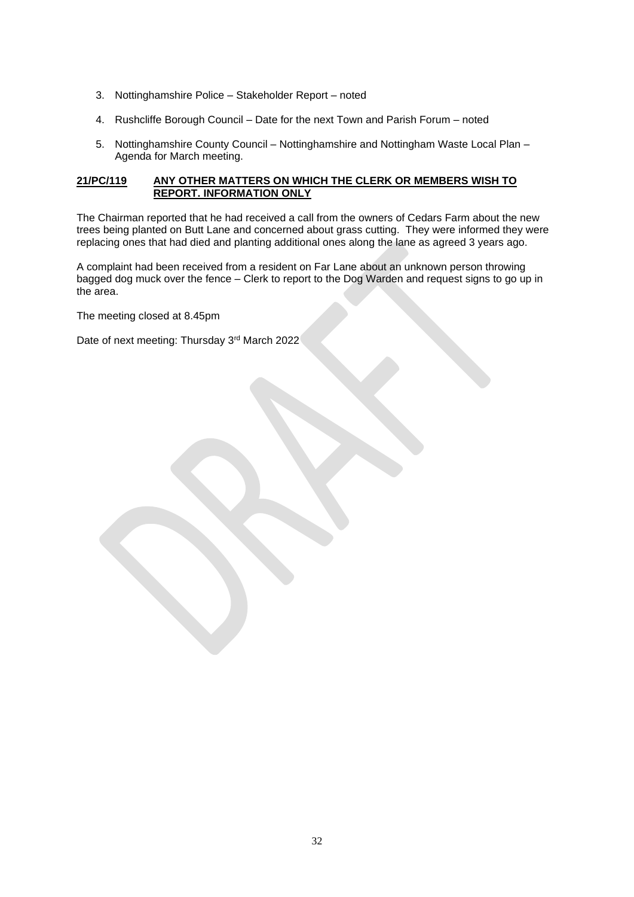3. Nottinghamshire Police – Stakeholder Report – noted

4. Rushcliffe Borough Council – Date for the next Town and Parish Forum – noted

5. Nottinghamshire County Council – Nottinghamshire and Nottingham Waste Local Plan – Agenda for March meeting.

**21/PC/119 ANY OTHER MATTERS ON WHICH THE CLERK OR MEMBERS WISH TO REPORT. INFORMATION ONLY**

The Chairman reported that he had received a call from the owners of Cedars Farm about the new trees being planted on Butt Lane and concerned about grass cutting. They were informed they were replacing ones that had died and planting additional ones along the lane as agreed 3 years ago.

A complaint had been received from a resident on Far Lane about an unknown person throwing bagged dog muck over the fence – Clerk to report to the Dog Warden and request signs to go up in the area.

The meeting closed at 8.45pm

Date of next meeting: Thursday 3rd March 2022